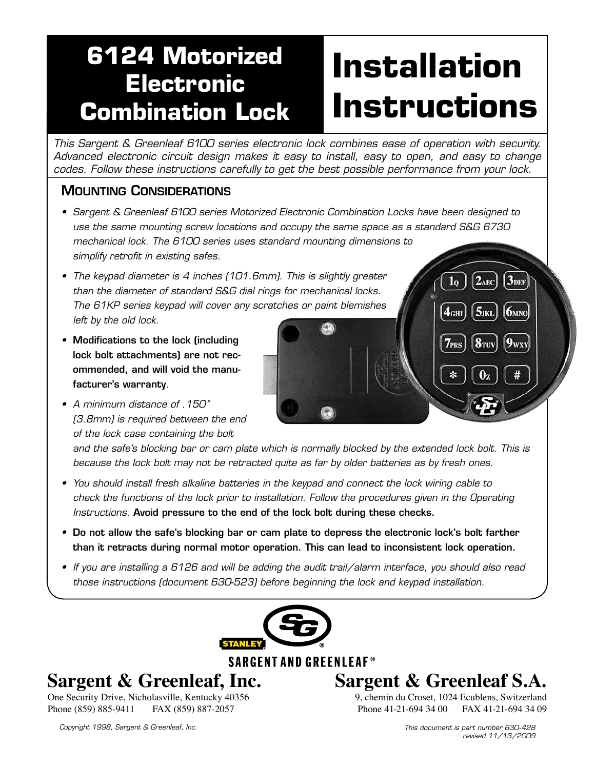# 6124 Motorized Electronic Combination Lock

# Installation Instructions

*This Sargent & Greenleaf 6100 series electronic lock combines ease of operation with security. Advanced electronic circuit design makes it easy to install, easy to open, and easy to change codes. Follow these instructions carefully to get the best possible performance from your lock.*

## Mounting Considerations

- *Sargent & Greenleaf 6100 series Motorized Electronic Combination Locks have been designed to use the same mounting screw locations and occupy the same space as a standard S&G 6730 mechanical lock. The 6100 series uses standard mounting dimensions to simplify retrofit in existing safes.*
- *The keypad diameter is 4 inches (101.6mm). This is slightly greater than the diameter of standard S&G dial rings for mechanical locks. The 61KP series keypad will cover any scratches or paint blemishes left by the old lock.*
- **Modifications to the lock (including lock bolt attachments) are not recommended, and will void the manufacturer's warranty**.
- *A minimum distance of .150" (3.8mm) is required between the end of the lock case containing the bolt and the safe's blocking bar or cam plate which is normally blocked by the extended lock bolt. This is because the lock bolt may not be retracted quite as far by older batteries as by fresh ones.*
- *You should install fresh alkaline batteries in the keypad and connect the lock wiring cable to check the functions of the lock prior to installation. Follow the procedures given in the Operating Instructions.* **Avoid pressure to the end of the lock bolt during these checks.**
- **Do not allow the safe's blocking bar or cam plate to depress the electronic lock's bolt farther than it retracts during normal motor operation. This can lead to inconsistent lock operation.**
- *If you are installing a 6126 and will be adding the audit trail/alarm interface, you should also read those instructions (document 630-523) before beginning the lock and keypad installation.*

STANLEY SARGENT AND GREENLEAF®

**Sargent & Greenleaf, Inc.**
One Security Drive, Nicholasville, Kentucky 40356
Phone (859) 885-9411 FAX (859) 887-2057

**Sargent & Greenleaf S.A.**
9, chemin du Croset, 1024 Ecublens, Switzerland
Phone 41-21-694 34 00 FAX 41-21-694 34 09

*Copyright 1998, Sargent & Greenleaf, Inc.*

*This document is part number 630-428 revised 11/13/2009*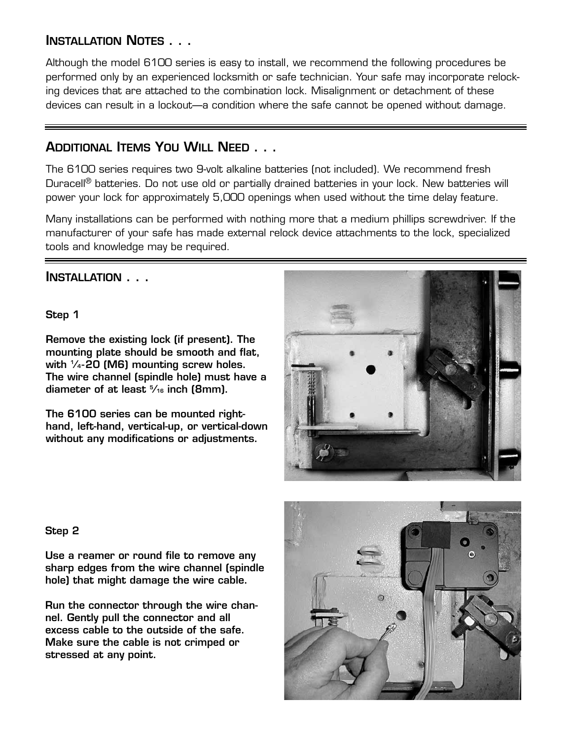## INSTALLATION NOTES . . .

Although the model 6100 series is easy to install, we recommend the following procedures be performed only by an experienced locksmith or safe technician. Your safe may incorporate relocking devices that are attached to the combination lock. Misalignment or detachment of these devices can result in a lockout—a condition where the safe cannot be opened without damage.

## ADDITIONAL ITEMS YOU WILL NEED . . .

The 6100 series requires two 9-volt alkaline batteries (not included). We recommend fresh Duracell® batteries. Do not use old or partially drained batteries in your lock. New batteries will power your lock for approximately 5,000 openings when used without the time delay feature.

Many installations can be performed with nothing more that a medium phillips screwdriver. If the manufacturer of your safe has made external relock device attachments to the lock, specialized tools and knowledge may be required.

## INSTALLATION . . .

**Step 1**

**Remove the existing lock (if present). The mounting plate should be smooth and flat, with 1⁄4-20 (M6) mounting screw holes. The wire channel (spindle hole) must have a diameter of at least 5⁄16 inch (8mm).**

**The 6100 series can be mounted right-hand, left-hand, vertical-up, or vertical-down without any modifications or adjustments.**

**Step 2**

**Use a reamer or round file to remove any sharp edges from the wire channel (spindle hole) that might damage the wire cable.**

**Run the connector through the wire channel. Gently pull the connector and all excess cable to the outside of the safe. Make sure the cable is not crimped or stressed at any point.**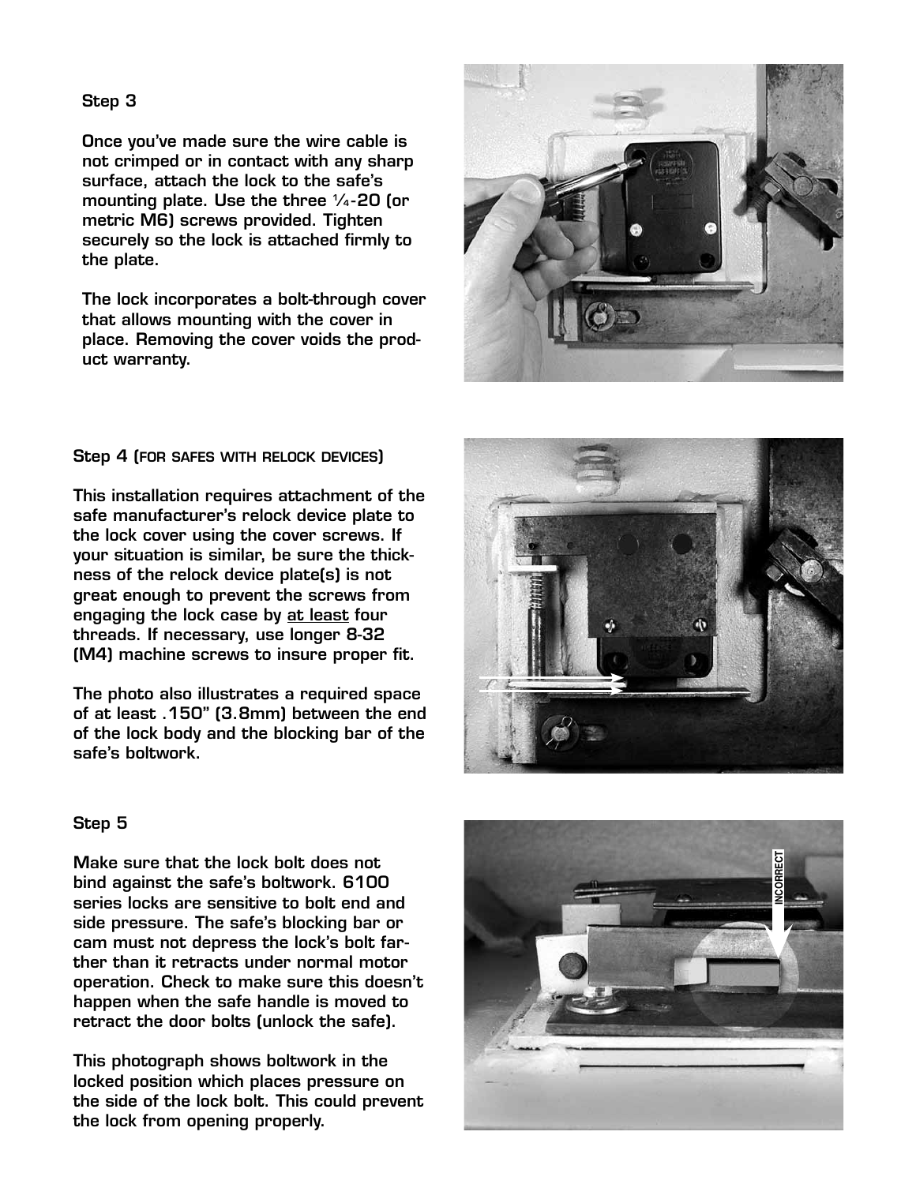### Step 3

Once you've made sure the wire cable is not crimped or in contact with any sharp surface, attach the lock to the safe's mounting plate. Use the three ¼-20 (or metric M6) screws provided. Tighten securely so the lock is attached firmly to the plate.

The lock incorporates a bolt-through cover that allows mounting with the cover in place. Removing the cover voids the product warranty.

### Step 4 (FOR SAFES WITH RELOCK DEVICES)

This installation requires attachment of the safe manufacturer's relock device plate to the lock cover using the cover screws. If your situation is similar, be sure the thickness of the relock device plate(s) is not great enough to prevent the screws from engaging the lock case by at least four threads. If necessary, use longer 8-32 (M4) machine screws to insure proper fit.

The photo also illustrates a required space of at least .150" (3.8mm) between the end of the lock body and the blocking bar of the safe's boltwork.

### Step 5

Make sure that the lock bolt does not bind against the safe's boltwork. 6100 series locks are sensitive to bolt end and side pressure. The safe's blocking bar or cam must not depress the lock's bolt farther than it retracts under normal motor operation. Check to make sure this doesn't happen when the safe handle is moved to retract the door bolts (unlock the safe).

This photograph shows boltwork in the locked position which places pressure on the side of the lock bolt. This could prevent the lock from opening properly.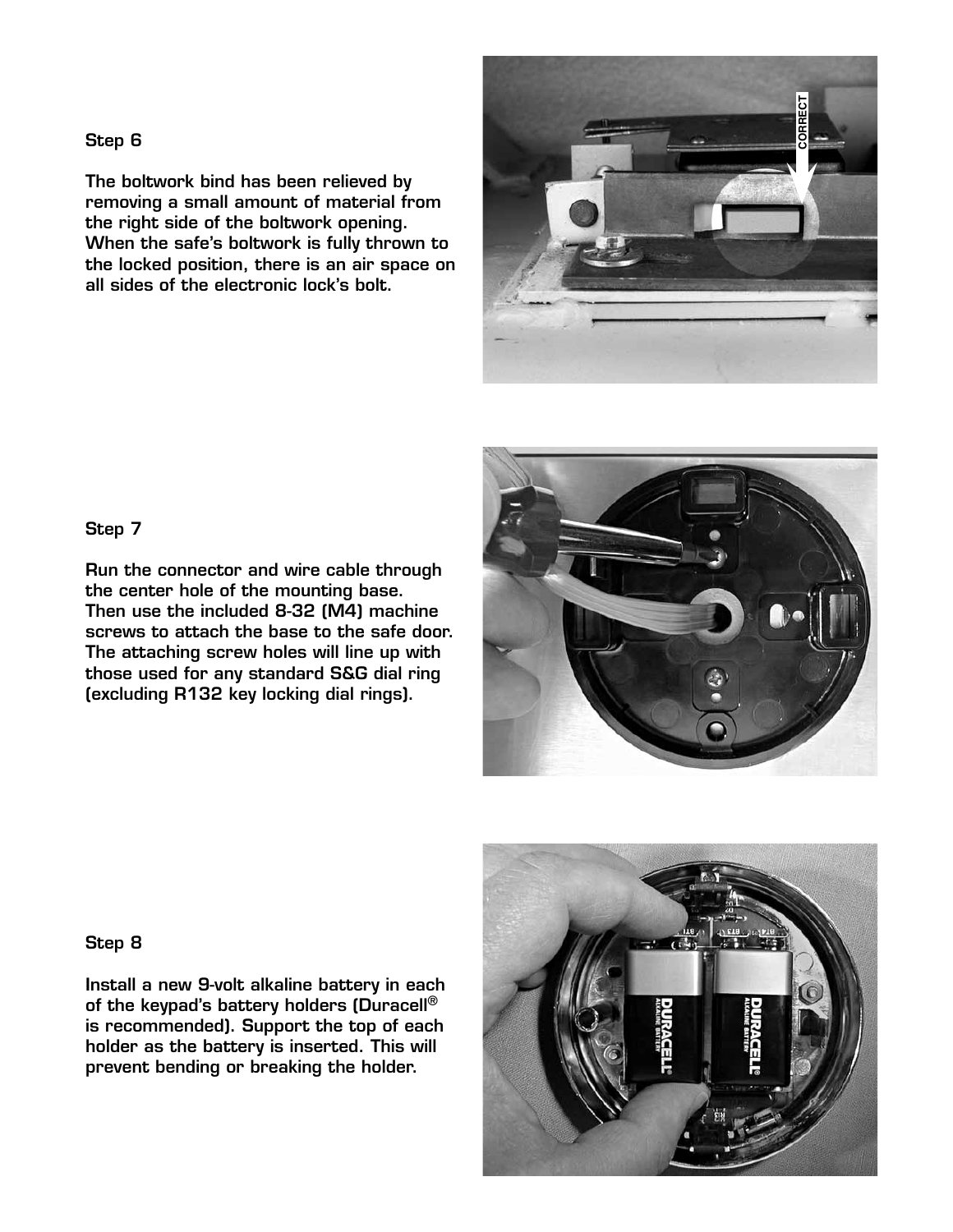### Step 6

The boltwork bind has been relieved by removing a small amount of material from the right side of the boltwork opening. When the safe's boltwork is fully thrown to the locked position, there is an air space on all sides of the electronic lock's bolt.

### Step 7

Run the connector and wire cable through the center hole of the mounting base. Then use the included 8-32 (M4) machine screws to attach the base to the safe door. The attaching screw holes will line up with those used for any standard S&G dial ring (excluding R132 key locking dial rings).

### Step 8

Install a new 9-volt alkaline battery in each of the keypad's battery holders (Duracell® is recommended). Support the top of each holder as the battery is inserted. This will prevent bending or breaking the holder.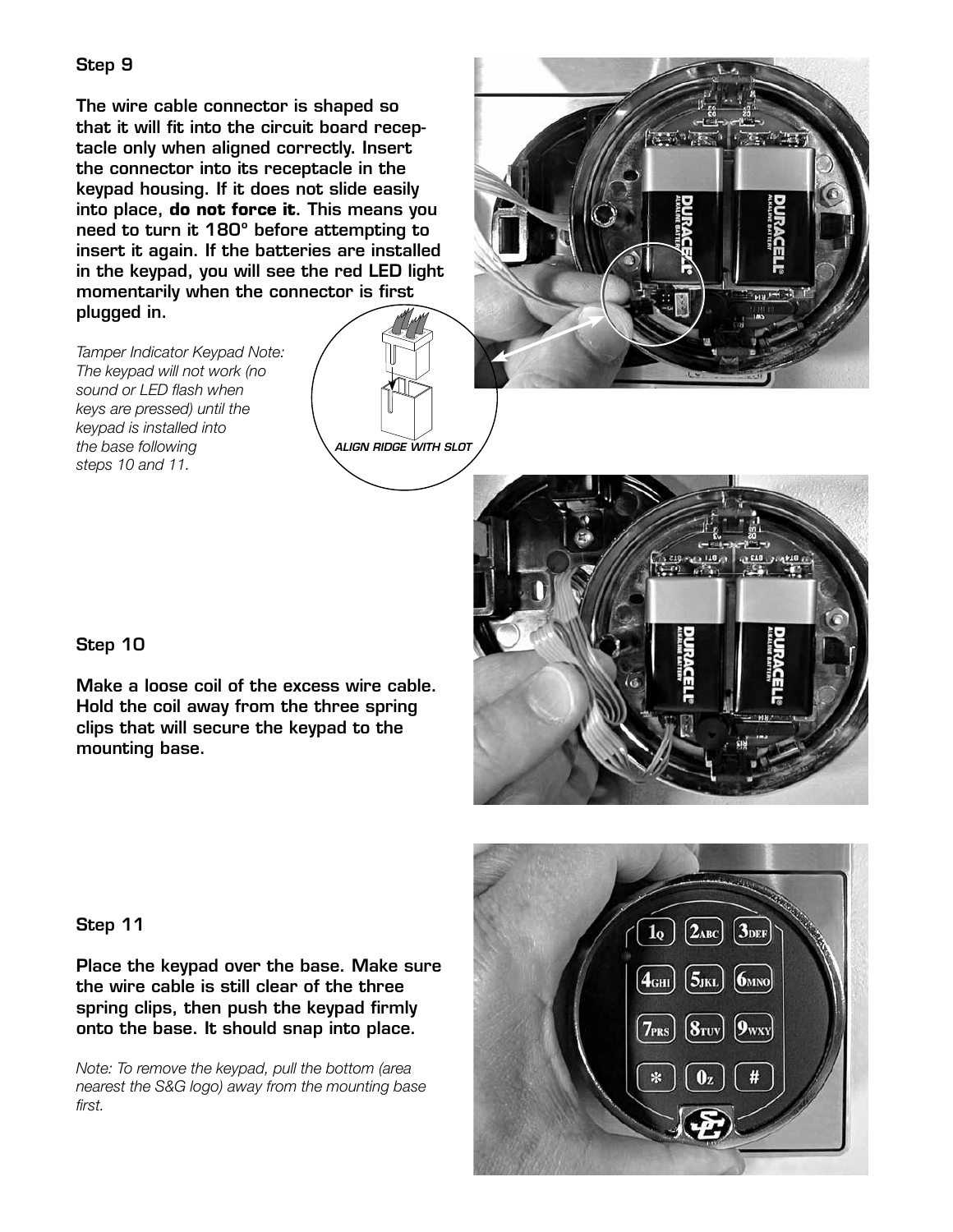### Step 9

**The wire cable connector is shaped so that it will fit into the circuit board receptacle only when aligned correctly. Insert the connector into its receptacle in the keypad housing. If it does not slide easily into place, do not force it. This means you need to turn it 180° before attempting to insert it again. If the batteries are installed in the keypad, you will see the red LED light momentarily when the connector is first plugged in.**

*Tamper Indicator Keypad Note: The keypad will not work (no sound or LED flash when keys are pressed) until the keypad is installed into the base following steps 10 and 11.*

***ALIGN RIDGE WITH SLOT***

### Step 10

**Make a loose coil of the excess wire cable. Hold the coil away from the three spring clips that will secure the keypad to the mounting base.**

### Step 11

**Place the keypad over the base. Make sure the wire cable is still clear of the three spring clips, then push the keypad firmly onto the base. It should snap into place.**

*Note: To remove the keypad, pull the bottom (area nearest the S&G logo) away from the mounting base first.*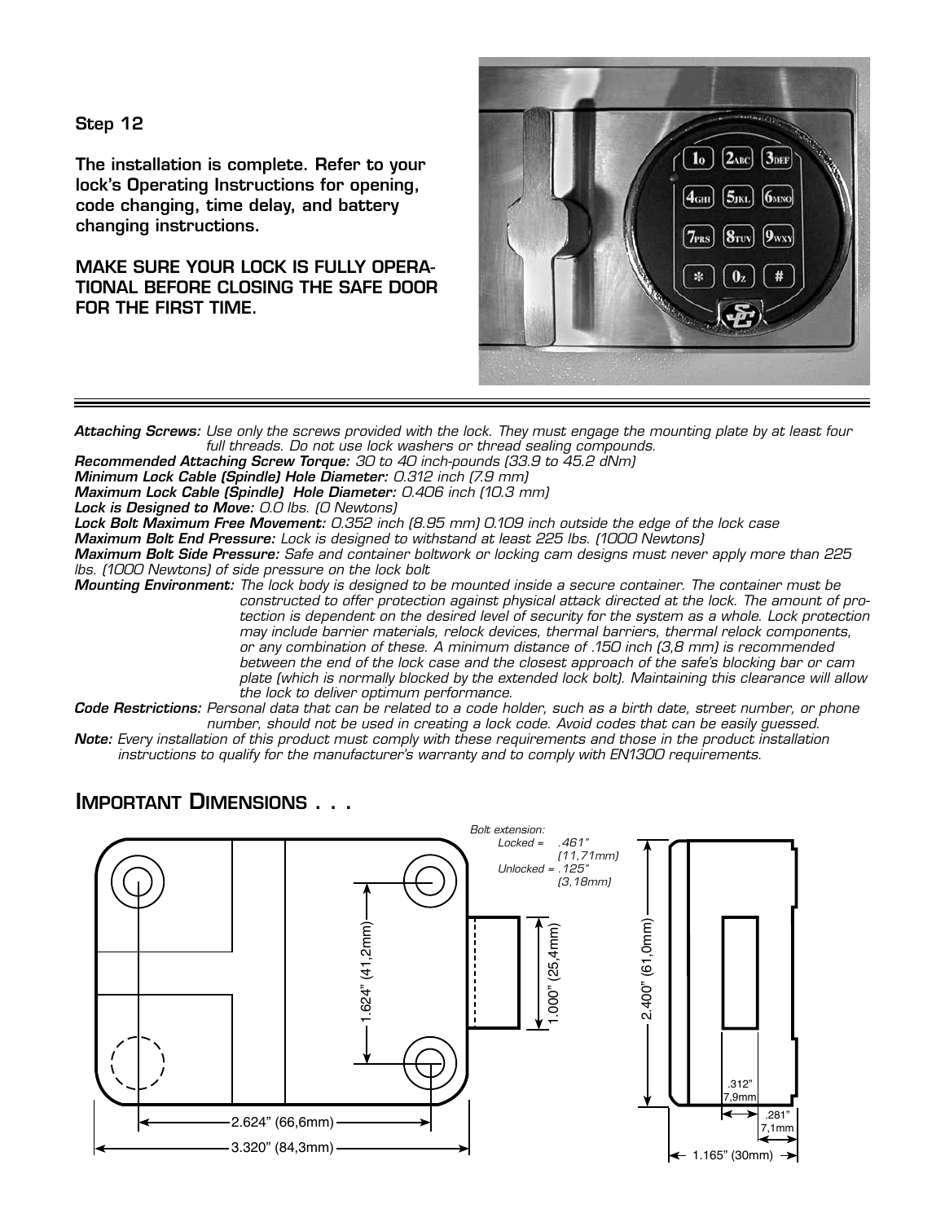**Step 12**

**The installation is complete. Refer to your lock's Operating Instructions for opening, code changing, time delay, and battery changing instructions.**

**MAKE SURE YOUR LOCK IS FULLY OPERATIONAL BEFORE CLOSING THE SAFE DOOR FOR THE FIRST TIME.**

---

***Attaching Screws:*** *Use only the screws provided with the lock. They must engage the mounting plate by at least four full threads. Do not use lock washers or thread sealing compounds.*

***Recommended Attaching Screw Torque:*** *30 to 40 inch-pounds (33.9 to 45.2 dNm)*

***Minimum Lock Cable (Spindle) Hole Diameter:*** *0.312 inch (7.9 mm)*

***Maximum Lock Cable (Spindle) Hole Diameter:*** *0.406 inch (10.3 mm)*

***Lock is Designed to Move:*** *0.0 lbs. (0 Newtons)*

***Lock Bolt Maximum Free Movement:*** *0.352 inch (8.95 mm) 0.109 inch outside the edge of the lock case*

***Maximum Bolt End Pressure:*** *Lock is designed to withstand at least 225 lbs. (1000 Newtons)*

***Maximum Bolt Side Pressure:*** *Safe and container boltwork or locking cam designs must never apply more than 225 lbs. (1000 Newtons) of side pressure on the lock bolt*

***Mounting Environment:*** *The lock body is designed to be mounted inside a secure container. The container must be constructed to offer protection against physical attack directed at the lock. The amount of protection is dependent on the desired level of security for the system as a whole. Lock protection may include barrier materials, relock devices, thermal barriers, thermal relock components, or any combination of these. A minimum distance of .150 inch (3,8 mm) is recommended between the end of the lock case and the closest approach of the safe's blocking bar or cam plate (which is normally blocked by the extended lock bolt). Maintaining this clearance will allow the lock to deliver optimum performance.*

***Code Restrictions:*** *Personal data that can be related to a code holder, such as a birth date, street number, or phone number, should not be used in creating a lock code. Avoid codes that can be easily guessed.*

***Note:*** *Every installation of this product must comply with these requirements and those in the product installation instructions to qualify for the manufacturer's warranty and to comply with EN1300 requirements.*

## Important Dimensions . . .

Bolt extension:
Locked = .461" (11,71mm)
Unlocked = .125" (3,18mm)

1.624" (41,2mm)

1.000" (25,4mm)

2.624" (66,6mm)

3.320" (84,3mm)

2.400" (61,0mm)

.312" 7,9mm

.281" 7,1mm

1.165" (30mm)